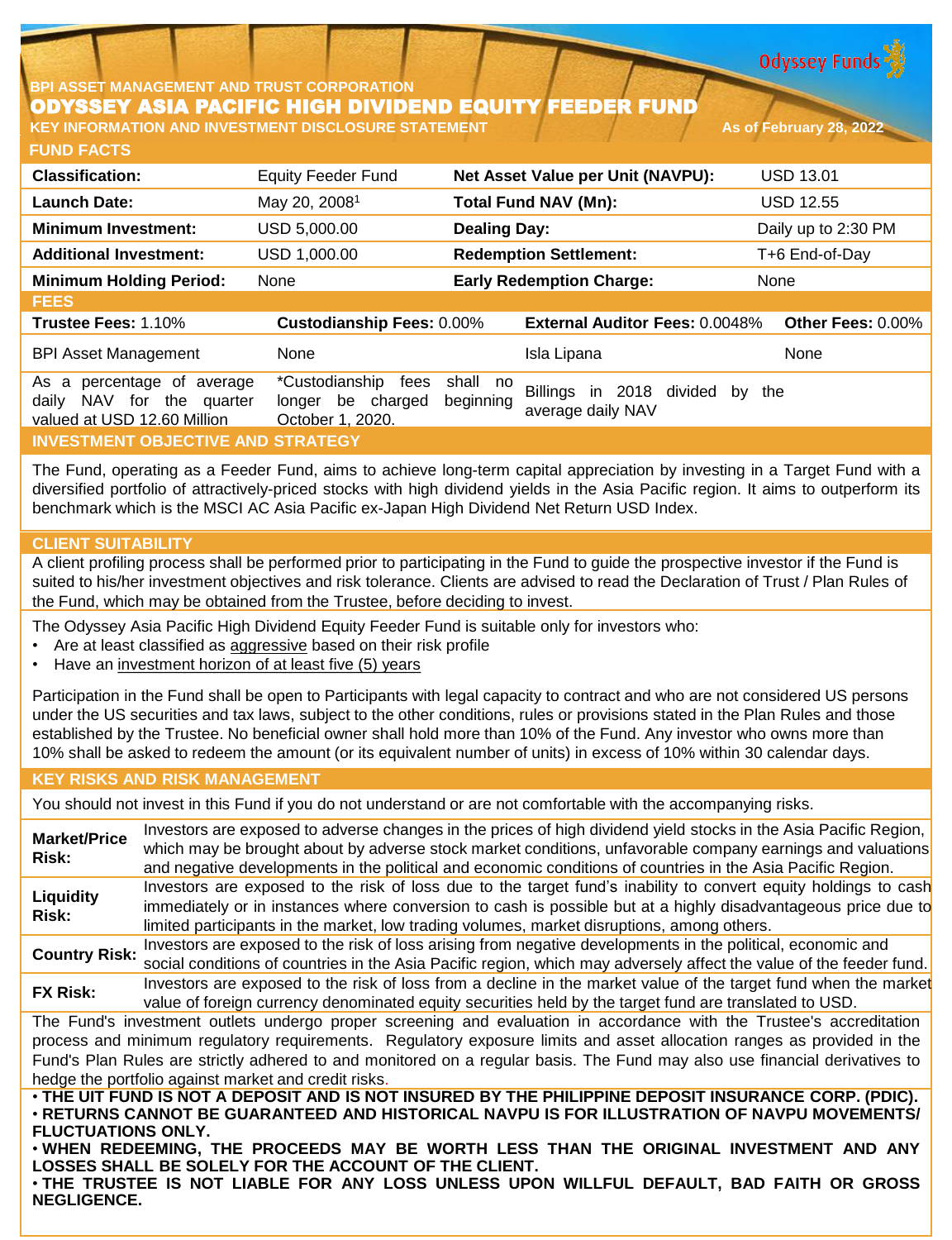BPI ASSET MANAGEMENT AND TRUST CORPORATION

# ODYSSEY ASIA PACIFIC HIGH DIVIDEND EQUITY FEEDER FUND

**KEY INFORMATION AND INVESTMENT DISCLOSURE STATEMENT** — As of February 28, 2022

## FUND FACTS

| | | | |
|---|---|---|---|
| **Classification:** | Equity Feeder Fund | **Net Asset Value per Unit (NAVPU):** | USD 13.01 |
| **Launch Date:** | May 20, 2008[1] | **Total Fund NAV (Mn):** | USD 12.55 |
| **Minimum Investment:** | USD 5,000.00 | **Dealing Day:** | Daily up to 2:30 PM |
| **Additional Investment:** | USD 1,000.00 | **Redemption Settlement:** | T+6 End-of-Day |
| **Minimum Holding Period:** | None | **Early Redemption Charge:** | None |

## FEES

| **Trustee Fees:** 1.10% | **Custodianship Fees:** 0.00% | **External Auditor Fees:** 0.0048% | **Other Fees:** 0.00% |
|---|---|---|---|
| BPI Asset Management | None | Isla Lipana | None |
| As a percentage of average daily NAV for the quarter valued at USD 12.60 Million | *Custodianship fees shall no longer be charged beginning October 1, 2020. | Billings in 2018 divided by the average daily NAV | |

## INVESTMENT OBJECTIVE AND STRATEGY

The Fund, operating as a Feeder Fund, aims to achieve long-term capital appreciation by investing in a Target Fund with a diversified portfolio of attractively-priced stocks with high dividend yields in the Asia Pacific region. It aims to outperform its benchmark which is the MSCI AC Asia Pacific ex-Japan High Dividend Net Return USD Index.

## CLIENT SUITABILITY

A client profiling process shall be performed prior to participating in the Fund to guide the prospective investor if the Fund is suited to his/her investment objectives and risk tolerance. Clients are advised to read the Declaration of Trust / Plan Rules of the Fund, which may be obtained from the Trustee, before deciding to invest.

The Odyssey Asia Pacific High Dividend Equity Feeder Fund is suitable only for investors who:

- Are at least classified as aggressive based on their risk profile
- Have an investment horizon of at least five (5) years

Participation in the Fund shall be open to Participants with legal capacity to contract and who are not considered US persons under the US securities and tax laws, subject to the other conditions, rules or provisions stated in the Plan Rules and those established by the Trustee. No beneficial owner shall hold more than 10% of the Fund. Any investor who owns more than 10% shall be asked to redeem the amount (or its equivalent number of units) in excess of 10% within 30 calendar days.

## KEY RISKS AND RISK MANAGEMENT

You should not invest in this Fund if you do not understand or are not comfortable with the accompanying risks.

| | |
|---|---|
| **Market/Price Risk:** | Investors are exposed to adverse changes in the prices of high dividend yield stocks in the Asia Pacific Region, which may be brought about by adverse stock market conditions, unfavorable company earnings and valuations and negative developments in the political and economic conditions of countries in the Asia Pacific Region. |
| **Liquidity Risk:** | Investors are exposed to the risk of loss due to the target fund's inability to convert equity holdings to cash immediately or in instances where conversion to cash is possible but at a highly disadvantageous price due to limited participants in the market, low trading volumes, market disruptions, among others. |
| **Country Risk:** | Investors are exposed to the risk of loss arising from negative developments in the political, economic and social conditions of countries in the Asia Pacific region, which may adversely affect the value of the feeder fund. |
| **FX Risk:** | Investors are exposed to the risk of loss from a decline in the market value of the target fund when the market value of foreign currency denominated equity securities held by the target fund are translated to USD. |

The Fund's investment outlets undergo proper screening and evaluation in accordance with the Trustee's accreditation process and minimum regulatory requirements. Regulatory exposure limits and asset allocation ranges as provided in the Fund's Plan Rules are strictly adhered to and monitored on a regular basis. The Fund may also use financial derivatives to hedge the portfolio against market and credit risks.

- **THE UIT FUND IS NOT A DEPOSIT AND IS NOT INSURED BY THE PHILIPPINE DEPOSIT INSURANCE CORP. (PDIC).**
- **RETURNS CANNOT BE GUARANTEED AND HISTORICAL NAVPU IS FOR ILLUSTRATION OF NAVPU MOVEMENTS/ FLUCTUATIONS ONLY.**
- **WHEN REDEEMING, THE PROCEEDS MAY BE WORTH LESS THAN THE ORIGINAL INVESTMENT AND ANY LOSSES SHALL BE SOLELY FOR THE ACCOUNT OF THE CLIENT.**
- **THE TRUSTEE IS NOT LIABLE FOR ANY LOSS UNLESS UPON WILLFUL DEFAULT, BAD FAITH OR GROSS NEGLIGENCE.**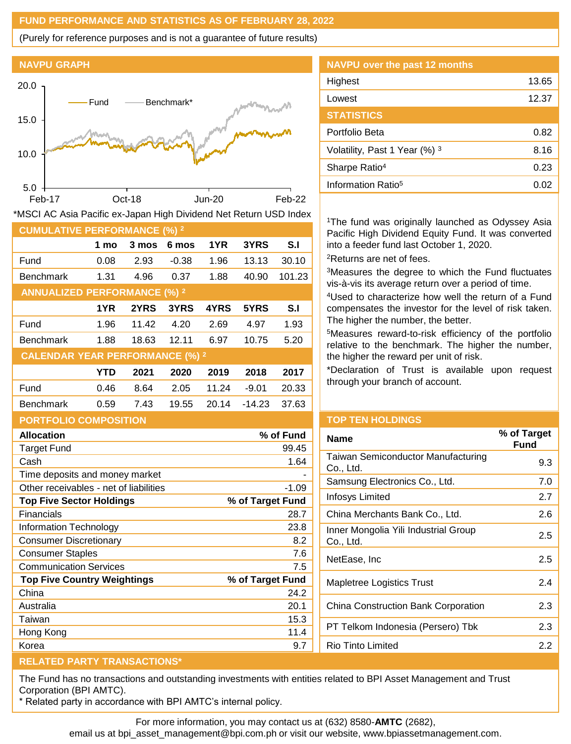## FUND PERFORMANCE AND STATISTICS AS OF FEBRUARY 28, 2022

(Purely for reference purposes and is not a guarantee of future results)

### NAVPU GRAPH

*MSCI AC Asia Pacific ex-Japan High Dividend Net Return USD Index

### NAVPU over the past 12 months

| | |
|---|---|
| Highest | 13.65 |
| Lowest | 12.37 |

### STATISTICS

| | |
|---|---|
| Portfolio Beta | 0.82 |
| Volatility, Past 1 Year (%) [3] | 8.16 |
| Sharpe Ratio[4] | 0.23 |
| Information Ratio[5] | 0.02 |

### CUMULATIVE PERFORMANCE (%) [2]

| | 1 mo | 3 mos | 6 mos | 1YR | 3YRS | S.I |
|---|---|---|---|---|---|---|
| Fund | 0.08 | 2.93 | -0.38 | 1.96 | 13.13 | 30.10 |
| Benchmark | 1.31 | 4.96 | 0.37 | 1.88 | 40.90 | 101.23 |

### ANNUALIZED PERFORMANCE (%) [2]

| | 1YR | 2YRS | 3YRS | 4YRS | 5YRS | S.I |
|---|---|---|---|---|---|---|
| Fund | 1.96 | 11.42 | 4.20 | 2.69 | 4.97 | 1.93 |
| Benchmark | 1.88 | 18.63 | 12.11 | 6.97 | 10.75 | 5.20 |

### CALENDAR YEAR PERFORMANCE (%) [2]

| | YTD | 2021 | 2020 | 2019 | 2018 | 2017 |
|---|---|---|---|---|---|---|
| Fund | 0.46 | 8.64 | 2.05 | 11.24 | -9.01 | 20.33 |
| Benchmark | 0.59 | 7.43 | 19.55 | 20.14 | -14.23 | 37.63 |

[1]The fund was originally launched as Odyssey Asia Pacific High Dividend Equity Fund. It was converted into a feeder fund last October 1, 2020.

[2]Returns are net of fees.

[3]Measures the degree to which the Fund fluctuates vis-à-vis its average return over a period of time.

[4]Used to characterize how well the return of a Fund compensates the investor for the level of risk taken. The higher the number, the better.

[5]Measures reward-to-risk efficiency of the portfolio relative to the benchmark. The higher the number, the higher the reward per unit of risk.

*Declaration of Trust is available upon request through your branch of account.

### PORTFOLIO COMPOSITION

| Allocation | % of Fund |
|---|---|
| Target Fund | 99.45 |
| Cash | 1.64 |
| Time deposits and money market | - |
| Other receivables - net of liabilities | -1.09 |

| Top Five Sector Holdings | % of Target Fund |
|---|---|
| Financials | 28.7 |
| Information Technology | 23.8 |
| Consumer Discretionary | 8.2 |
| Consumer Staples | 7.6 |
| Communication Services | 7.5 |

| Top Five Country Weightings | % of Target Fund |
|---|---|
| China | 24.2 |
| Australia | 20.1 |
| Taiwan | 15.3 |
| Hong Kong | 11.4 |
| Korea | 9.7 |

### TOP TEN HOLDINGS

| Name | % of Target Fund |
|---|---|
| Taiwan Semiconductor Manufacturing Co., Ltd. | 9.3 |
| Samsung Electronics Co., Ltd. | 7.0 |
| Infosys Limited | 2.7 |
| China Merchants Bank Co., Ltd. | 2.6 |
| Inner Mongolia Yili Industrial Group Co., Ltd. | 2.5 |
| NetEase, Inc | 2.5 |
| Mapletree Logistics Trust | 2.4 |
| China Construction Bank Corporation | 2.3 |
| PT Telkom Indonesia (Persero) Tbk | 2.3 |
| Rio Tinto Limited | 2.2 |

### RELATED PARTY TRANSACTIONS*

The Fund has no transactions and outstanding investments with entities related to BPI Asset Management and Trust Corporation (BPI AMTC).

* Related party in accordance with BPI AMTC's internal policy.

For more information, you may contact us at (632) 8580-**AMTC** (2682), email us at bpi_asset_management@bpi.com.ph or visit our website, www.bpiassetmanagement.com.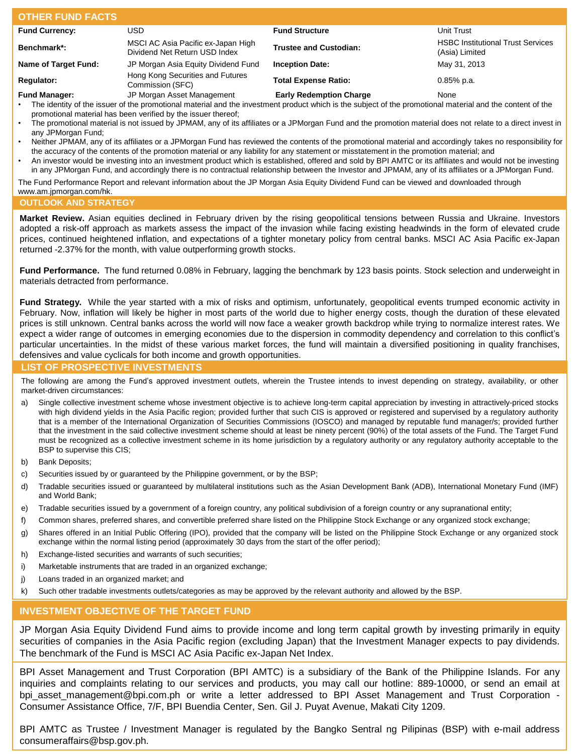## OTHER FUND FACTS

| | | | |
|---|---|---|---|
| **Fund Currency:** | USD | **Fund Structure** | Unit Trust |
| **Benchmark*:** | MSCI AC Asia Pacific ex-Japan High Dividend Net Return USD Index | **Trustee and Custodian:** | HSBC Institutional Trust Services (Asia) Limited |
| **Name of Target Fund:** | JP Morgan Asia Equity Dividend Fund | **Inception Date:** | May 31, 2013 |
| **Regulator:** | Hong Kong Securities and Futures Commission (SFC) | **Total Expense Ratio:** | 0.85% p.a. |
| **Fund Manager:** | JP Morgan Asset Management | **Early Redemption Charge** | None |

- The identity of the issuer of the promotional material and the investment product which is the subject of the promotional material and the content of the promotional material has been verified by the issuer thereof;
- The promotional material is not issued by JPMAM, any of its affiliates or a JPMorgan Fund and the promotion material does not relate to a direct invest in any JPMorgan Fund;
- Neither JPMAM, any of its affiliates or a JPMorgan Fund has reviewed the contents of the promotional material and accordingly takes no responsibility for the accuracy of the contents of the promotion material or any liability for any statement or misstatement in the promotion material; and
- An investor would be investing into an investment product which is established, offered and sold by BPI AMTC or its affiliates and would not be investing in any JPMorgan Fund, and accordingly there is no contractual relationship between the Investor and JPMAM, any of its affiliates or a JPMorgan Fund.

The Fund Performance Report and relevant information about the JP Morgan Asia Equity Dividend Fund can be viewed and downloaded through www.am.jpmorgan.com/hk.

## OUTLOOK AND STRATEGY

**Market Review.** Asian equities declined in February driven by the rising geopolitical tensions between Russia and Ukraine. Investors adopted a risk-off approach as markets assess the impact of the invasion while facing existing headwinds in the form of elevated crude prices, continued heightened inflation, and expectations of a tighter monetary policy from central banks. MSCI AC Asia Pacific ex-Japan returned -2.37% for the month, with value outperforming growth stocks.

**Fund Performance.** The fund returned 0.08% in February, lagging the benchmark by 123 basis points. Stock selection and underweight in materials detracted from performance.

**Fund Strategy.** While the year started with a mix of risks and optimism, unfortunately, geopolitical events trumped economic activity in February. Now, inflation will likely be higher in most parts of the world due to higher energy costs, though the duration of these elevated prices is still unknown. Central banks across the world will now face a weaker growth backdrop while trying to normalize interest rates. We expect a wider range of outcomes in emerging economies due to the dispersion in commodity dependency and correlation to this conflict's particular uncertainties. In the midst of these various market forces, the fund will maintain a diversified positioning in quality franchises, defensives and value cyclicals for both income and growth opportunities.

## LIST OF PROSPECTIVE INVESTMENTS

The following are among the Fund's approved investment outlets, wherein the Trustee intends to invest depending on strategy, availability, or other market-driven circumstances:

a) Single collective investment scheme whose investment objective is to achieve long-term capital appreciation by investing in attractively-priced stocks with high dividend yields in the Asia Pacific region; provided further that such CIS is approved or registered and supervised by a regulatory authority that is a member of the International Organization of Securities Commissions (IOSCO) and managed by reputable fund manager/s; provided further that the investment in the said collective investment scheme should at least be ninety percent (90%) of the total assets of the Fund. The Target Fund must be recognized as a collective investment scheme in its home jurisdiction by a regulatory authority or any regulatory authority acceptable to the BSP to supervise this CIS;
b) Bank Deposits;
c) Securities issued by or guaranteed by the Philippine government, or by the BSP;
d) Tradable securities issued or guaranteed by multilateral institutions such as the Asian Development Bank (ADB), International Monetary Fund (IMF) and World Bank;
e) Tradable securities issued by a government of a foreign country, any political subdivision of a foreign country or any supranational entity;
f) Common shares, preferred shares, and convertible preferred share listed on the Philippine Stock Exchange or any organized stock exchange;
g) Shares offered in an Initial Public Offering (IPO), provided that the company will be listed on the Philippine Stock Exchange or any organized stock exchange within the normal listing period (approximately 30 days from the start of the offer period);
h) Exchange-listed securities and warrants of such securities;
i) Marketable instruments that are traded in an organized exchange;
j) Loans traded in an organized market; and
k) Such other tradable investments outlets/categories as may be approved by the relevant authority and allowed by the BSP.

## INVESTMENT OBJECTIVE OF THE TARGET FUND

JP Morgan Asia Equity Dividend Fund aims to provide income and long term capital growth by investing primarily in equity securities of companies in the Asia Pacific region (excluding Japan) that the Investment Manager expects to pay dividends. The benchmark of the Fund is MSCI AC Asia Pacific ex-Japan Net Index.

BPI Asset Management and Trust Corporation (BPI AMTC) is a subsidiary of the Bank of the Philippine Islands. For any inquiries and complaints relating to our services and products, you may call our hotline: 889-10000, or send an email at bpi_asset_management@bpi.com.ph or write a letter addressed to BPI Asset Management and Trust Corporation - Consumer Assistance Office, 7/F, BPI Buendia Center, Sen. Gil J. Puyat Avenue, Makati City 1209.

BPI AMTC as Trustee / Investment Manager is regulated by the Bangko Sentral ng Pilipinas (BSP) with e-mail address consumeraffairs@bsp.gov.ph.